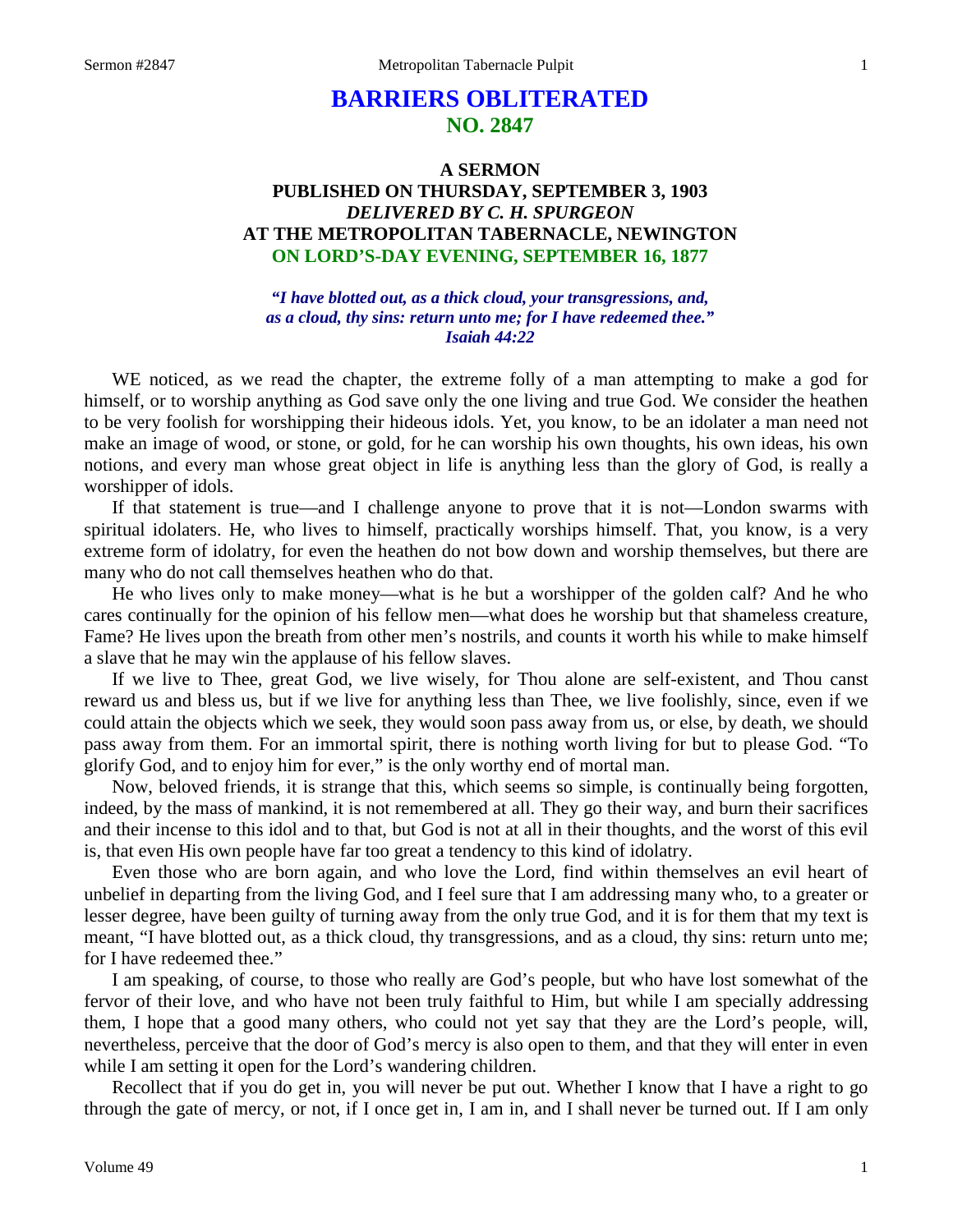# BARRIERS OBLITERATED
## NO. 2847

### A SERMON
### PUBLISHED ON THURSDAY, SEPTEMBER 3, 1903
### *DELIVERED BY C. H. SPURGEON*
### AT THE METROPOLITAN TABERNACLE, NEWINGTON
### ON LORD'S-DAY EVENING, SEPTEMBER 16, 1877

***"I have blotted out, as a thick cloud, your transgressions, and, as a cloud, thy sins: return unto me; for I have redeemed thee." Isaiah 44:22***

WE noticed, as we read the chapter, the extreme folly of a man attempting to make a god for himself, or to worship anything as God save only the one living and true God. We consider the heathen to be very foolish for worshipping their hideous idols. Yet, you know, to be an idolater a man need not make an image of wood, or stone, or gold, for he can worship his own thoughts, his own ideas, his own notions, and every man whose great object in life is anything less than the glory of God, is really a worshipper of idols.

If that statement is true—and I challenge anyone to prove that it is not—London swarms with spiritual idolaters. He, who lives to himself, practically worships himself. That, you know, is a very extreme form of idolatry, for even the heathen do not bow down and worship themselves, but there are many who do not call themselves heathen who do that.

He who lives only to make money—what is he but a worshipper of the golden calf? And he who cares continually for the opinion of his fellow men—what does he worship but that shameless creature, Fame? He lives upon the breath from other men's nostrils, and counts it worth his while to make himself a slave that he may win the applause of his fellow slaves.

If we live to Thee, great God, we live wisely, for Thou alone are self-existent, and Thou canst reward us and bless us, but if we live for anything less than Thee, we live foolishly, since, even if we could attain the objects which we seek, they would soon pass away from us, or else, by death, we should pass away from them. For an immortal spirit, there is nothing worth living for but to please God. "To glorify God, and to enjoy him for ever," is the only worthy end of mortal man.

Now, beloved friends, it is strange that this, which seems so simple, is continually being forgotten, indeed, by the mass of mankind, it is not remembered at all. They go their way, and burn their sacrifices and their incense to this idol and to that, but God is not at all in their thoughts, and the worst of this evil is, that even His own people have far too great a tendency to this kind of idolatry.

Even those who are born again, and who love the Lord, find within themselves an evil heart of unbelief in departing from the living God, and I feel sure that I am addressing many who, to a greater or lesser degree, have been guilty of turning away from the only true God, and it is for them that my text is meant, "I have blotted out, as a thick cloud, thy transgressions, and as a cloud, thy sins: return unto me; for I have redeemed thee."

I am speaking, of course, to those who really are God's people, but who have lost somewhat of the fervor of their love, and who have not been truly faithful to Him, but while I am specially addressing them, I hope that a good many others, who could not yet say that they are the Lord's people, will, nevertheless, perceive that the door of God's mercy is also open to them, and that they will enter in even while I am setting it open for the Lord's wandering children.

Recollect that if you do get in, you will never be put out. Whether I know that I have a right to go through the gate of mercy, or not, if I once get in, I am in, and I shall never be turned out. If I am only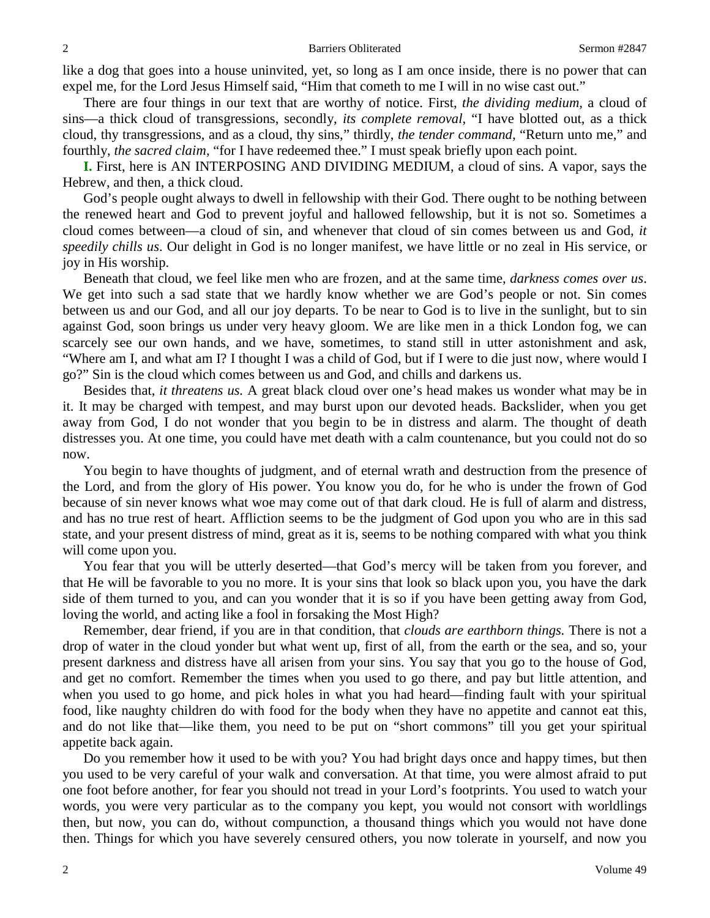like a dog that goes into a house uninvited, yet, so long as I am once inside, there is no power that can expel me, for the Lord Jesus Himself said, "Him that cometh to me I will in no wise cast out."

There are four things in our text that are worthy of notice. First, *the dividing medium,* a cloud of sins—a thick cloud of transgressions, secondly, *its complete removal,* "I have blotted out, as a thick cloud, thy transgressions, and as a cloud, thy sins," thirdly, *the tender command,* "Return unto me," and fourthly, *the sacred claim,* "for I have redeemed thee." I must speak briefly upon each point.

**I.** First, here is AN INTERPOSING AND DIVIDING MEDIUM, a cloud of sins. A vapor, says the Hebrew, and then, a thick cloud.

God's people ought always to dwell in fellowship with their God. There ought to be nothing between the renewed heart and God to prevent joyful and hallowed fellowship, but it is not so. Sometimes a cloud comes between—a cloud of sin, and whenever that cloud of sin comes between us and God, *it speedily chills us*. Our delight in God is no longer manifest, we have little or no zeal in His service, or joy in His worship.

Beneath that cloud, we feel like men who are frozen, and at the same time, *darkness comes over us*. We get into such a sad state that we hardly know whether we are God's people or not. Sin comes between us and our God, and all our joy departs. To be near to God is to live in the sunlight, but to sin against God, soon brings us under very heavy gloom. We are like men in a thick London fog, we can scarcely see our own hands, and we have, sometimes, to stand still in utter astonishment and ask, "Where am I, and what am I? I thought I was a child of God, but if I were to die just now, where would I go?" Sin is the cloud which comes between us and God, and chills and darkens us.

Besides that, *it threatens us.* A great black cloud over one's head makes us wonder what may be in it. It may be charged with tempest, and may burst upon our devoted heads. Backslider, when you get away from God, I do not wonder that you begin to be in distress and alarm. The thought of death distresses you. At one time, you could have met death with a calm countenance, but you could not do so now.

You begin to have thoughts of judgment, and of eternal wrath and destruction from the presence of the Lord, and from the glory of His power. You know you do, for he who is under the frown of God because of sin never knows what woe may come out of that dark cloud. He is full of alarm and distress, and has no true rest of heart. Affliction seems to be the judgment of God upon you who are in this sad state, and your present distress of mind, great as it is, seems to be nothing compared with what you think will come upon you.

You fear that you will be utterly deserted—that God's mercy will be taken from you forever, and that He will be favorable to you no more. It is your sins that look so black upon you, you have the dark side of them turned to you, and can you wonder that it is so if you have been getting away from God, loving the world, and acting like a fool in forsaking the Most High?

Remember, dear friend, if you are in that condition, that *clouds are earthborn things.* There is not a drop of water in the cloud yonder but what went up, first of all, from the earth or the sea, and so, your present darkness and distress have all arisen from your sins. You say that you go to the house of God, and get no comfort. Remember the times when you used to go there, and pay but little attention, and when you used to go home, and pick holes in what you had heard—finding fault with your spiritual food, like naughty children do with food for the body when they have no appetite and cannot eat this, and do not like that—like them, you need to be put on "short commons" till you get your spiritual appetite back again.

Do you remember how it used to be with you? You had bright days once and happy times, but then you used to be very careful of your walk and conversation. At that time, you were almost afraid to put one foot before another, for fear you should not tread in your Lord's footprints. You used to watch your words, you were very particular as to the company you kept, you would not consort with worldlings then, but now, you can do, without compunction, a thousand things which you would not have done then. Things for which you have severely censured others, you now tolerate in yourself, and now you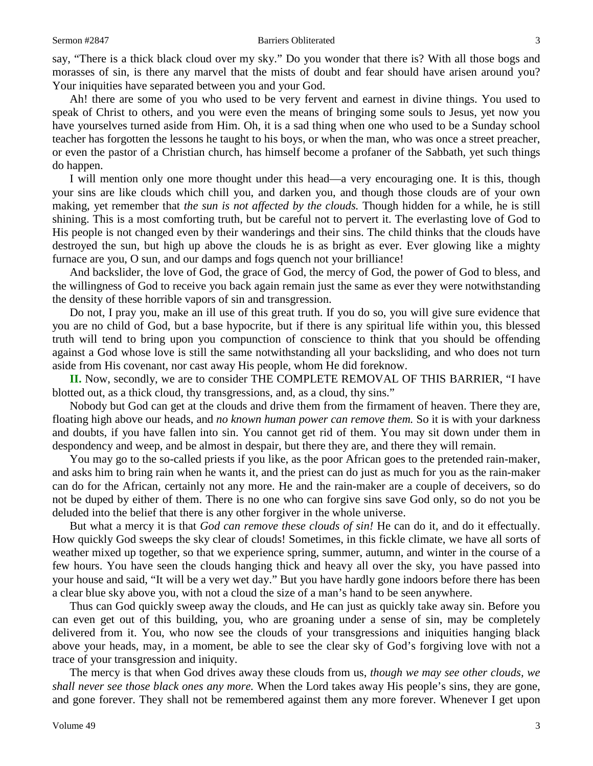say, "There is a thick black cloud over my sky." Do you wonder that there is? With all those bogs and morasses of sin, is there any marvel that the mists of doubt and fear should have arisen around you? Your iniquities have separated between you and your God.

Ah! there are some of you who used to be very fervent and earnest in divine things. You used to speak of Christ to others, and you were even the means of bringing some souls to Jesus, yet now you have yourselves turned aside from Him. Oh, it is a sad thing when one who used to be a Sunday school teacher has forgotten the lessons he taught to his boys, or when the man, who was once a street preacher, or even the pastor of a Christian church, has himself become a profaner of the Sabbath, yet such things do happen.

I will mention only one more thought under this head—a very encouraging one. It is this, though your sins are like clouds which chill you, and darken you, and though those clouds are of your own making, yet remember that *the sun is not affected by the clouds.* Though hidden for a while, he is still shining. This is a most comforting truth, but be careful not to pervert it. The everlasting love of God to His people is not changed even by their wanderings and their sins. The child thinks that the clouds have destroyed the sun, but high up above the clouds he is as bright as ever. Ever glowing like a mighty furnace are you, O sun, and our damps and fogs quench not your brilliance!

And backslider, the love of God, the grace of God, the mercy of God, the power of God to bless, and the willingness of God to receive you back again remain just the same as ever they were notwithstanding the density of these horrible vapors of sin and transgression.

Do not, I pray you, make an ill use of this great truth. If you do so, you will give sure evidence that you are no child of God, but a base hypocrite, but if there is any spiritual life within you, this blessed truth will tend to bring upon you compunction of conscience to think that you should be offending against a God whose love is still the same notwithstanding all your backsliding, and who does not turn aside from His covenant, nor cast away His people, whom He did foreknow.

**II.** Now, secondly, we are to consider THE COMPLETE REMOVAL OF THIS BARRIER, "I have blotted out, as a thick cloud, thy transgressions, and, as a cloud, thy sins."

Nobody but God can get at the clouds and drive them from the firmament of heaven. There they are, floating high above our heads, and *no known human power can remove them.* So it is with your darkness and doubts, if you have fallen into sin. You cannot get rid of them. You may sit down under them in despondency and weep, and be almost in despair, but there they are, and there they will remain.

You may go to the so-called priests if you like, as the poor African goes to the pretended rain-maker, and asks him to bring rain when he wants it, and the priest can do just as much for you as the rain-maker can do for the African, certainly not any more. He and the rain-maker are a couple of deceivers, so do not be duped by either of them. There is no one who can forgive sins save God only, so do not you be deluded into the belief that there is any other forgiver in the whole universe.

But what a mercy it is that *God can remove these clouds of sin!* He can do it, and do it effectually. How quickly God sweeps the sky clear of clouds! Sometimes, in this fickle climate, we have all sorts of weather mixed up together, so that we experience spring, summer, autumn, and winter in the course of a few hours. You have seen the clouds hanging thick and heavy all over the sky, you have passed into your house and said, "It will be a very wet day." But you have hardly gone indoors before there has been a clear blue sky above you, with not a cloud the size of a man's hand to be seen anywhere.

Thus can God quickly sweep away the clouds, and He can just as quickly take away sin. Before you can even get out of this building, you, who are groaning under a sense of sin, may be completely delivered from it. You, who now see the clouds of your transgressions and iniquities hanging black above your heads, may, in a moment, be able to see the clear sky of God's forgiving love with not a trace of your transgression and iniquity.

The mercy is that when God drives away these clouds from us, *though we may see other clouds, we shall never see those black ones any more.* When the Lord takes away His people's sins, they are gone, and gone forever. They shall not be remembered against them any more forever. Whenever I get upon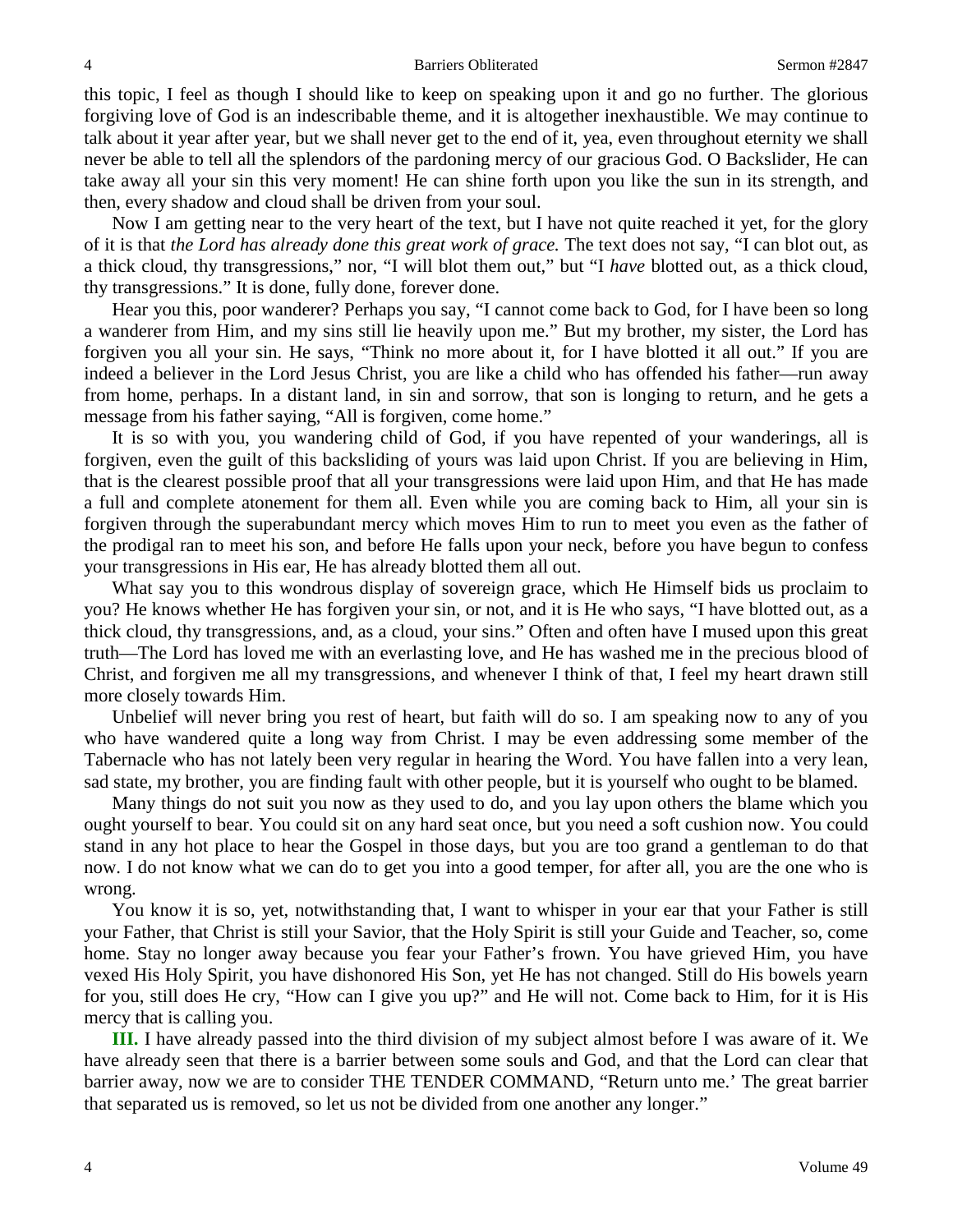this topic, I feel as though I should like to keep on speaking upon it and go no further. The glorious forgiving love of God is an indescribable theme, and it is altogether inexhaustible. We may continue to talk about it year after year, but we shall never get to the end of it, yea, even throughout eternity we shall never be able to tell all the splendors of the pardoning mercy of our gracious God. O Backslider, He can take away all your sin this very moment! He can shine forth upon you like the sun in its strength, and then, every shadow and cloud shall be driven from your soul.

Now I am getting near to the very heart of the text, but I have not quite reached it yet, for the glory of it is that *the Lord has already done this great work of grace.* The text does not say, "I can blot out, as a thick cloud, thy transgressions," nor, "I will blot them out," but "I *have* blotted out, as a thick cloud, thy transgressions." It is done, fully done, forever done.

Hear you this, poor wanderer? Perhaps you say, "I cannot come back to God, for I have been so long a wanderer from Him, and my sins still lie heavily upon me." But my brother, my sister, the Lord has forgiven you all your sin. He says, "Think no more about it, for I have blotted it all out." If you are indeed a believer in the Lord Jesus Christ, you are like a child who has offended his father—run away from home, perhaps. In a distant land, in sin and sorrow, that son is longing to return, and he gets a message from his father saying, "All is forgiven, come home."

It is so with you, you wandering child of God, if you have repented of your wanderings, all is forgiven, even the guilt of this backsliding of yours was laid upon Christ. If you are believing in Him, that is the clearest possible proof that all your transgressions were laid upon Him, and that He has made a full and complete atonement for them all. Even while you are coming back to Him, all your sin is forgiven through the superabundant mercy which moves Him to run to meet you even as the father of the prodigal ran to meet his son, and before He falls upon your neck, before you have begun to confess your transgressions in His ear, He has already blotted them all out.

What say you to this wondrous display of sovereign grace, which He Himself bids us proclaim to you? He knows whether He has forgiven your sin, or not, and it is He who says, "I have blotted out, as a thick cloud, thy transgressions, and, as a cloud, your sins." Often and often have I mused upon this great truth—The Lord has loved me with an everlasting love, and He has washed me in the precious blood of Christ, and forgiven me all my transgressions, and whenever I think of that, I feel my heart drawn still more closely towards Him.

Unbelief will never bring you rest of heart, but faith will do so. I am speaking now to any of you who have wandered quite a long way from Christ. I may be even addressing some member of the Tabernacle who has not lately been very regular in hearing the Word. You have fallen into a very lean, sad state, my brother, you are finding fault with other people, but it is yourself who ought to be blamed.

Many things do not suit you now as they used to do, and you lay upon others the blame which you ought yourself to bear. You could sit on any hard seat once, but you need a soft cushion now. You could stand in any hot place to hear the Gospel in those days, but you are too grand a gentleman to do that now. I do not know what we can do to get you into a good temper, for after all, you are the one who is wrong.

You know it is so, yet, notwithstanding that, I want to whisper in your ear that your Father is still your Father, that Christ is still your Savior, that the Holy Spirit is still your Guide and Teacher, so, come home. Stay no longer away because you fear your Father's frown. You have grieved Him, you have vexed His Holy Spirit, you have dishonored His Son, yet He has not changed. Still do His bowels yearn for you, still does He cry, "How can I give you up?" and He will not. Come back to Him, for it is His mercy that is calling you.

**III.** I have already passed into the third division of my subject almost before I was aware of it. We have already seen that there is a barrier between some souls and God, and that the Lord can clear that barrier away, now we are to consider THE TENDER COMMAND, "Return unto me.' The great barrier that separated us is removed, so let us not be divided from one another any longer."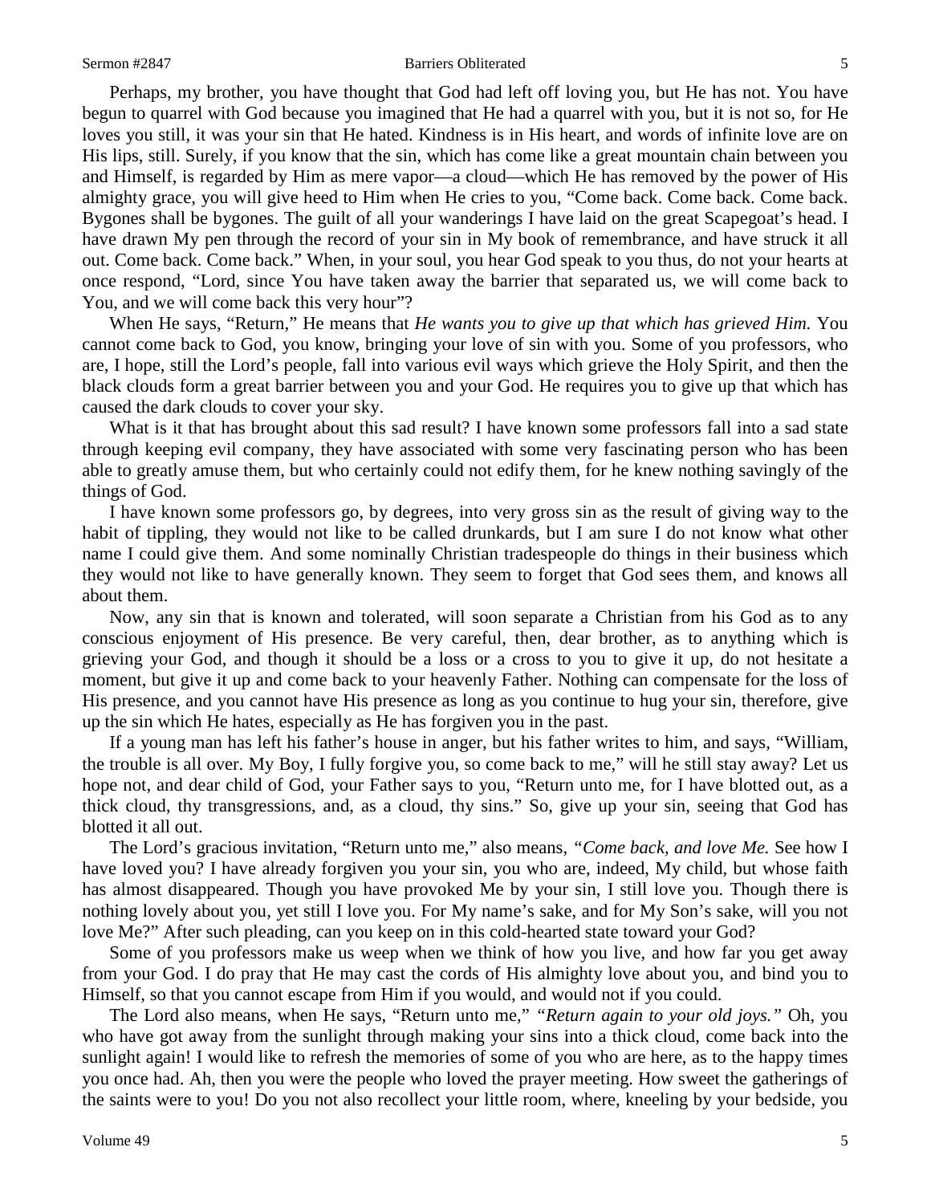Perhaps, my brother, you have thought that God had left off loving you, but He has not. You have begun to quarrel with God because you imagined that He had a quarrel with you, but it is not so, for He loves you still, it was your sin that He hated. Kindness is in His heart, and words of infinite love are on His lips, still. Surely, if you know that the sin, which has come like a great mountain chain between you and Himself, is regarded by Him as mere vapor—a cloud—which He has removed by the power of His almighty grace, you will give heed to Him when He cries to you, "Come back. Come back. Come back. Bygones shall be bygones. The guilt of all your wanderings I have laid on the great Scapegoat's head. I have drawn My pen through the record of your sin in My book of remembrance, and have struck it all out. Come back. Come back." When, in your soul, you hear God speak to you thus, do not your hearts at once respond, "Lord, since You have taken away the barrier that separated us, we will come back to You, and we will come back this very hour"?

When He says, "Return," He means that *He wants you to give up that which has grieved Him.* You cannot come back to God, you know, bringing your love of sin with you. Some of you professors, who are, I hope, still the Lord's people, fall into various evil ways which grieve the Holy Spirit, and then the black clouds form a great barrier between you and your God. He requires you to give up that which has caused the dark clouds to cover your sky.

What is it that has brought about this sad result? I have known some professors fall into a sad state through keeping evil company, they have associated with some very fascinating person who has been able to greatly amuse them, but who certainly could not edify them, for he knew nothing savingly of the things of God.

I have known some professors go, by degrees, into very gross sin as the result of giving way to the habit of tippling, they would not like to be called drunkards, but I am sure I do not know what other name I could give them. And some nominally Christian tradespeople do things in their business which they would not like to have generally known. They seem to forget that God sees them, and knows all about them.

Now, any sin that is known and tolerated, will soon separate a Christian from his God as to any conscious enjoyment of His presence. Be very careful, then, dear brother, as to anything which is grieving your God, and though it should be a loss or a cross to you to give it up, do not hesitate a moment, but give it up and come back to your heavenly Father. Nothing can compensate for the loss of His presence, and you cannot have His presence as long as you continue to hug your sin, therefore, give up the sin which He hates, especially as He has forgiven you in the past.

If a young man has left his father's house in anger, but his father writes to him, and says, "William, the trouble is all over. My Boy, I fully forgive you, so come back to me," will he still stay away? Let us hope not, and dear child of God, your Father says to you, "Return unto me, for I have blotted out, as a thick cloud, thy transgressions, and, as a cloud, thy sins." So, give up your sin, seeing that God has blotted it all out.

The Lord's gracious invitation, "Return unto me," also means, *"Come back, and love Me.* See how I have loved you? I have already forgiven you your sin, you who are, indeed, My child, but whose faith has almost disappeared. Though you have provoked Me by your sin, I still love you. Though there is nothing lovely about you, yet still I love you. For My name's sake, and for My Son's sake, will you not love Me?" After such pleading, can you keep on in this cold-hearted state toward your God?

Some of you professors make us weep when we think of how you live, and how far you get away from your God. I do pray that He may cast the cords of His almighty love about you, and bind you to Himself, so that you cannot escape from Him if you would, and would not if you could.

The Lord also means, when He says, "Return unto me," *"Return again to your old joys."* Oh, you who have got away from the sunlight through making your sins into a thick cloud, come back into the sunlight again! I would like to refresh the memories of some of you who are here, as to the happy times you once had. Ah, then you were the people who loved the prayer meeting. How sweet the gatherings of the saints were to you! Do you not also recollect your little room, where, kneeling by your bedside, you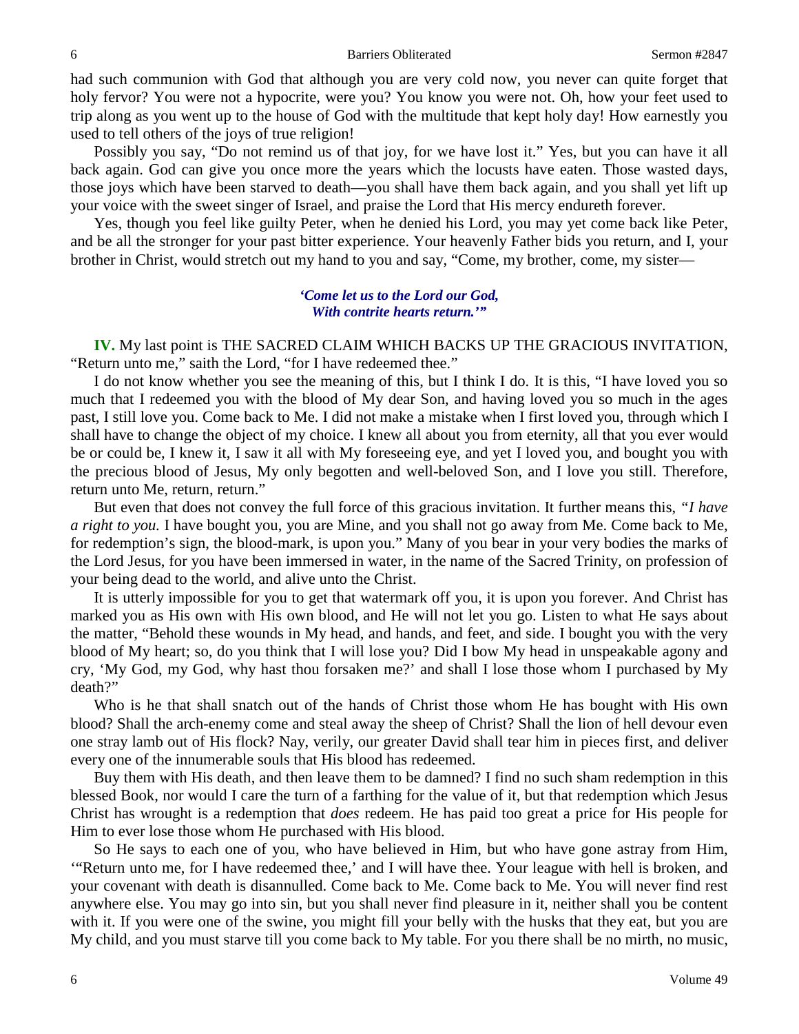had such communion with God that although you are very cold now, you never can quite forget that holy fervor? You were not a hypocrite, were you? You know you were not. Oh, how your feet used to trip along as you went up to the house of God with the multitude that kept holy day! How earnestly you used to tell others of the joys of true religion!

Possibly you say, "Do not remind us of that joy, for we have lost it." Yes, but you can have it all back again. God can give you once more the years which the locusts have eaten. Those wasted days, those joys which have been starved to death—you shall have them back again, and you shall yet lift up your voice with the sweet singer of Israel, and praise the Lord that His mercy endureth forever.

Yes, though you feel like guilty Peter, when he denied his Lord, you may yet come back like Peter, and be all the stronger for your past bitter experience. Your heavenly Father bids you return, and I, your brother in Christ, would stretch out my hand to you and say, "Come, my brother, come, my sister—

*'Come let us to the Lord our God,*
*With contrite hearts return.'"*

**IV.** My last point is THE SACRED CLAIM WHICH BACKS UP THE GRACIOUS INVITATION, "Return unto me," saith the Lord, "for I have redeemed thee."

I do not know whether you see the meaning of this, but I think I do. It is this, "I have loved you so much that I redeemed you with the blood of My dear Son, and having loved you so much in the ages past, I still love you. Come back to Me. I did not make a mistake when I first loved you, through which I shall have to change the object of my choice. I knew all about you from eternity, all that you ever would be or could be, I knew it, I saw it all with My foreseeing eye, and yet I loved you, and bought you with the precious blood of Jesus, My only begotten and well-beloved Son, and I love you still. Therefore, return unto Me, return, return."

But even that does not convey the full force of this gracious invitation. It further means this, *"I have a right to you.* I have bought you, you are Mine, and you shall not go away from Me. Come back to Me, for redemption's sign, the blood-mark, is upon you." Many of you bear in your very bodies the marks of the Lord Jesus, for you have been immersed in water, in the name of the Sacred Trinity, on profession of your being dead to the world, and alive unto the Christ.

It is utterly impossible for you to get that watermark off you, it is upon you forever. And Christ has marked you as His own with His own blood, and He will not let you go. Listen to what He says about the matter, "Behold these wounds in My head, and hands, and feet, and side. I bought you with the very blood of My heart; so, do you think that I will lose you? Did I bow My head in unspeakable agony and cry, 'My God, my God, why hast thou forsaken me?' and shall I lose those whom I purchased by My death?"

Who is he that shall snatch out of the hands of Christ those whom He has bought with His own blood? Shall the arch-enemy come and steal away the sheep of Christ? Shall the lion of hell devour even one stray lamb out of His flock? Nay, verily, our greater David shall tear him in pieces first, and deliver every one of the innumerable souls that His blood has redeemed.

Buy them with His death, and then leave them to be damned? I find no such sham redemption in this blessed Book, nor would I care the turn of a farthing for the value of it, but that redemption which Jesus Christ has wrought is a redemption that *does* redeem. He has paid too great a price for His people for Him to ever lose those whom He purchased with His blood.

So He says to each one of you, who have believed in Him, but who have gone astray from Him, '"Return unto me, for I have redeemed thee,' and I will have thee. Your league with hell is broken, and your covenant with death is disannulled. Come back to Me. Come back to Me. You will never find rest anywhere else. You may go into sin, but you shall never find pleasure in it, neither shall you be content with it. If you were one of the swine, you might fill your belly with the husks that they eat, but you are My child, and you must starve till you come back to My table. For you there shall be no mirth, no music,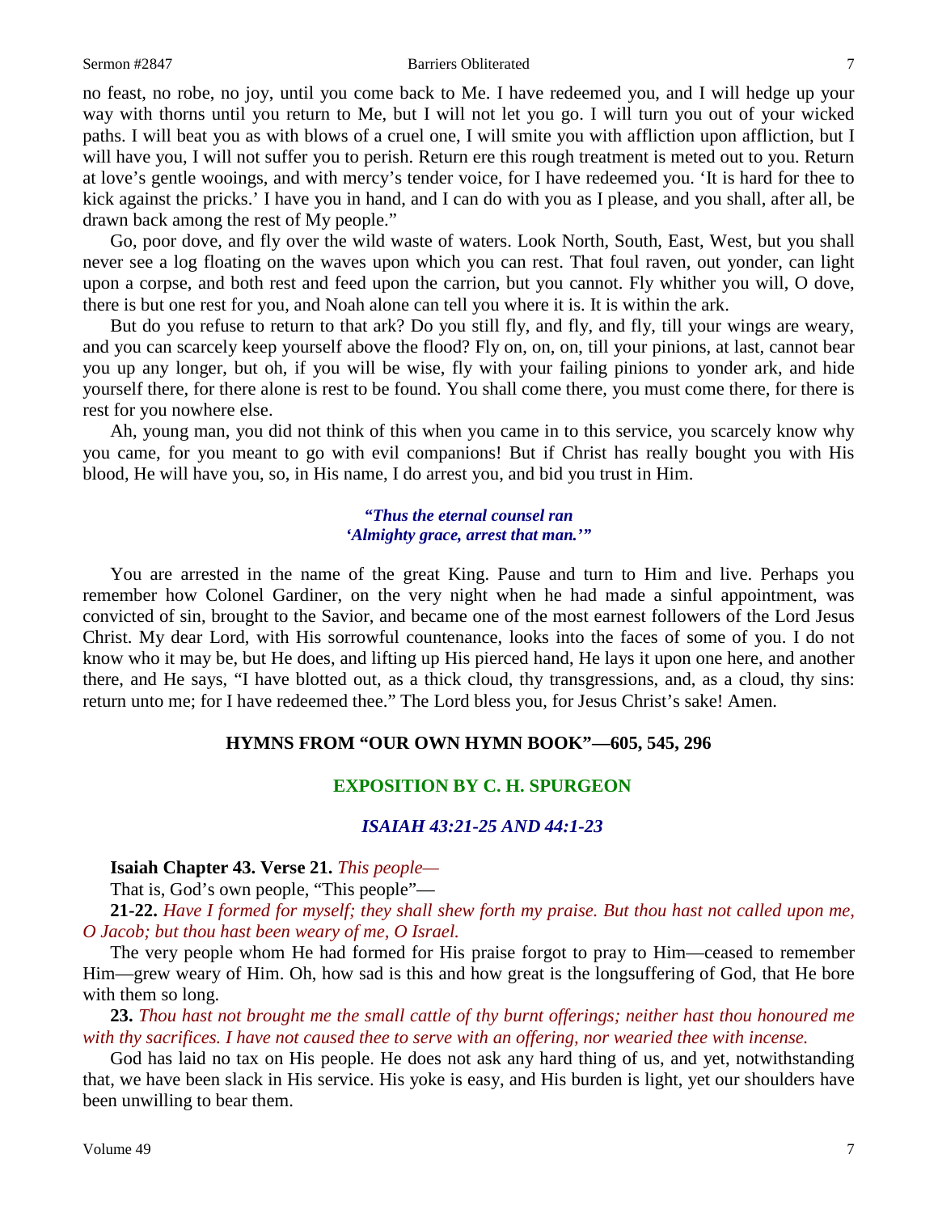no feast, no robe, no joy, until you come back to Me. I have redeemed you, and I will hedge up your way with thorns until you return to Me, but I will not let you go. I will turn you out of your wicked paths. I will beat you as with blows of a cruel one, I will smite you with affliction upon affliction, but I will have you, I will not suffer you to perish. Return ere this rough treatment is meted out to you. Return at love's gentle wooings, and with mercy's tender voice, for I have redeemed you. 'It is hard for thee to kick against the pricks.' I have you in hand, and I can do with you as I please, and you shall, after all, be drawn back among the rest of My people."

Go, poor dove, and fly over the wild waste of waters. Look North, South, East, West, but you shall never see a log floating on the waves upon which you can rest. That foul raven, out yonder, can light upon a corpse, and both rest and feed upon the carrion, but you cannot. Fly whither you will, O dove, there is but one rest for you, and Noah alone can tell you where it is. It is within the ark.

But do you refuse to return to that ark? Do you still fly, and fly, and fly, till your wings are weary, and you can scarcely keep yourself above the flood? Fly on, on, on, till your pinions, at last, cannot bear you up any longer, but oh, if you will be wise, fly with your failing pinions to yonder ark, and hide yourself there, for there alone is rest to be found. You shall come there, you must come there, for there is rest for you nowhere else.

Ah, young man, you did not think of this when you came in to this service, you scarcely know why you came, for you meant to go with evil companions! But if Christ has really bought you with His blood, He will have you, so, in His name, I do arrest you, and bid you trust in Him.

> ***"Thus the eternal counsel ran***
> ***'Almighty grace, arrest that man.'"***

You are arrested in the name of the great King. Pause and turn to Him and live. Perhaps you remember how Colonel Gardiner, on the very night when he had made a sinful appointment, was convicted of sin, brought to the Savior, and became one of the most earnest followers of the Lord Jesus Christ. My dear Lord, with His sorrowful countenance, looks into the faces of some of you. I do not know who it may be, but He does, and lifting up His pierced hand, He lays it upon one here, and another there, and He says, "I have blotted out, as a thick cloud, thy transgressions, and, as a cloud, thy sins: return unto me; for I have redeemed thee." The Lord bless you, for Jesus Christ's sake! Amen.

## HYMNS FROM "OUR OWN HYMN BOOK"—605, 545, 296

## EXPOSITION BY C. H. SPURGEON

### *ISAIAH 43:21-25 AND 44:1-23*

**Isaiah Chapter 43. Verse 21.** *This people—*

That is, God's own people, "This people"—

**21-22.** *Have I formed for myself; they shall shew forth my praise. But thou hast not called upon me, O Jacob; but thou hast been weary of me, O Israel.*

The very people whom He had formed for His praise forgot to pray to Him—ceased to remember Him—grew weary of Him. Oh, how sad is this and how great is the longsuffering of God, that He bore with them so long.

**23.** *Thou hast not brought me the small cattle of thy burnt offerings; neither hast thou honoured me with thy sacrifices. I have not caused thee to serve with an offering, nor wearied thee with incense.*

God has laid no tax on His people. He does not ask any hard thing of us, and yet, notwithstanding that, we have been slack in His service. His yoke is easy, and His burden is light, yet our shoulders have been unwilling to bear them.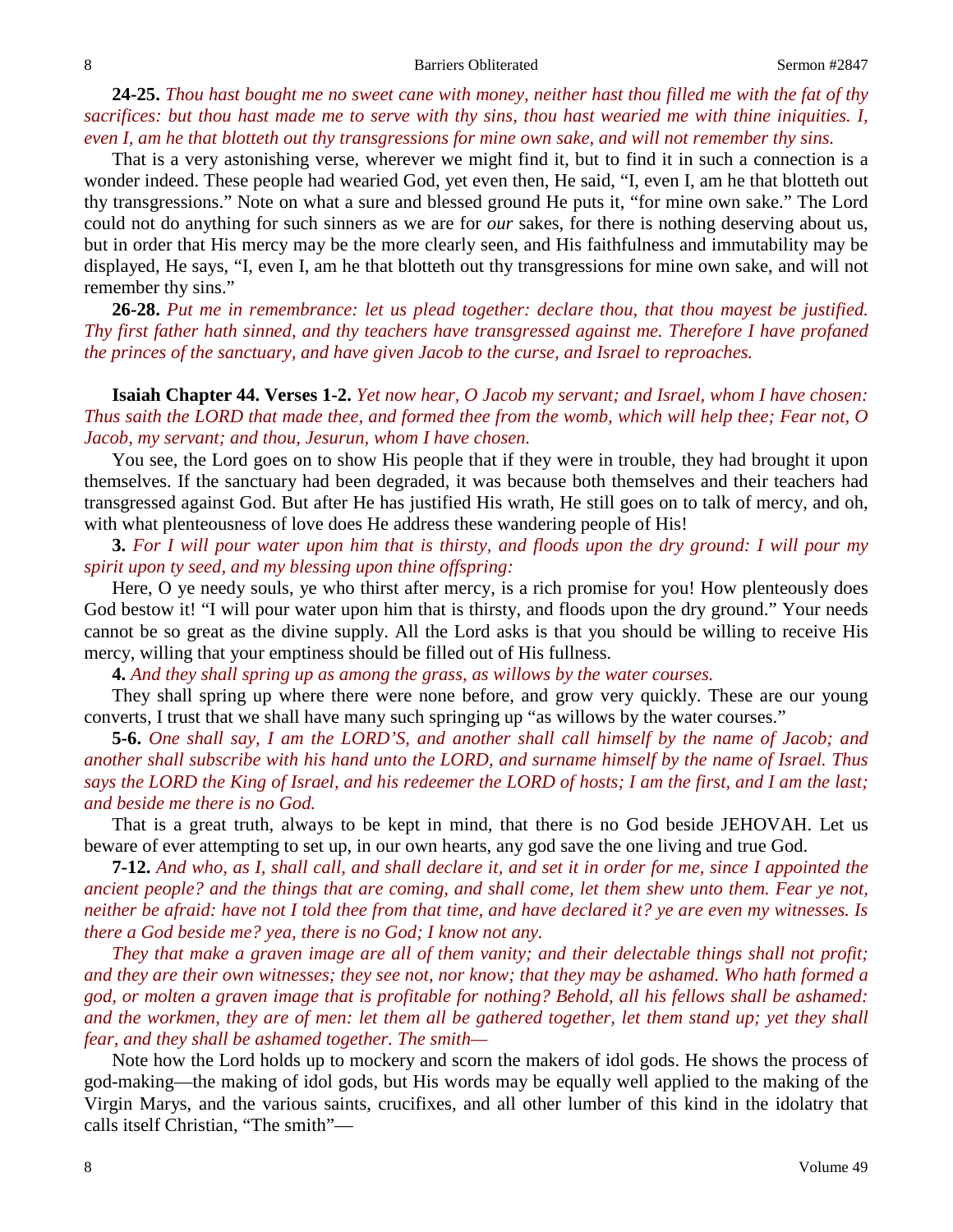**24-25.** *Thou hast bought me no sweet cane with money, neither hast thou filled me with the fat of thy sacrifices: but thou hast made me to serve with thy sins, thou hast wearied me with thine iniquities. I, even I, am he that blotteth out thy transgressions for mine own sake, and will not remember thy sins.*

That is a very astonishing verse, wherever we might find it, but to find it in such a connection is a wonder indeed. These people had wearied God, yet even then, He said, "I, even I, am he that blotteth out thy transgressions." Note on what a sure and blessed ground He puts it, "for mine own sake." The Lord could not do anything for such sinners as we are for *our* sakes, for there is nothing deserving about us, but in order that His mercy may be the more clearly seen, and His faithfulness and immutability may be displayed, He says, "I, even I, am he that blotteth out thy transgressions for mine own sake, and will not remember thy sins."

**26-28.** *Put me in remembrance: let us plead together: declare thou, that thou mayest be justified. Thy first father hath sinned, and thy teachers have transgressed against me. Therefore I have profaned the princes of the sanctuary, and have given Jacob to the curse, and Israel to reproaches.*

**Isaiah Chapter 44. Verses 1-2.** *Yet now hear, O Jacob my servant; and Israel, whom I have chosen: Thus saith the LORD that made thee, and formed thee from the womb, which will help thee; Fear not, O Jacob, my servant; and thou, Jesurun, whom I have chosen.*

You see, the Lord goes on to show His people that if they were in trouble, they had brought it upon themselves. If the sanctuary had been degraded, it was because both themselves and their teachers had transgressed against God. But after He has justified His wrath, He still goes on to talk of mercy, and oh, with what plenteousness of love does He address these wandering people of His!

**3.** *For I will pour water upon him that is thirsty, and floods upon the dry ground: I will pour my spirit upon ty seed, and my blessing upon thine offspring:*

Here, O ye needy souls, ye who thirst after mercy, is a rich promise for you! How plenteously does God bestow it! "I will pour water upon him that is thirsty, and floods upon the dry ground." Your needs cannot be so great as the divine supply. All the Lord asks is that you should be willing to receive His mercy, willing that your emptiness should be filled out of His fullness.

**4.** *And they shall spring up as among the grass, as willows by the water courses.*

They shall spring up where there were none before, and grow very quickly. These are our young converts, I trust that we shall have many such springing up "as willows by the water courses."

**5-6.** *One shall say, I am the LORD'S, and another shall call himself by the name of Jacob; and another shall subscribe with his hand unto the LORD, and surname himself by the name of Israel. Thus says the LORD the King of Israel, and his redeemer the LORD of hosts; I am the first, and I am the last; and beside me there is no God.*

That is a great truth, always to be kept in mind, that there is no God beside JEHOVAH. Let us beware of ever attempting to set up, in our own hearts, any god save the one living and true God.

**7-12.** *And who, as I, shall call, and shall declare it, and set it in order for me, since I appointed the ancient people? and the things that are coming, and shall come, let them shew unto them. Fear ye not, neither be afraid: have not I told thee from that time, and have declared it? ye are even my witnesses. Is there a God beside me? yea, there is no God; I know not any.*

*They that make a graven image are all of them vanity; and their delectable things shall not profit; and they are their own witnesses; they see not, nor know; that they may be ashamed. Who hath formed a god, or molten a graven image that is profitable for nothing? Behold, all his fellows shall be ashamed: and the workmen, they are of men: let them all be gathered together, let them stand up; yet they shall fear, and they shall be ashamed together. The smith—*

Note how the Lord holds up to mockery and scorn the makers of idol gods. He shows the process of god-making—the making of idol gods, but His words may be equally well applied to the making of the Virgin Marys, and the various saints, crucifixes, and all other lumber of this kind in the idolatry that calls itself Christian, "The smith"—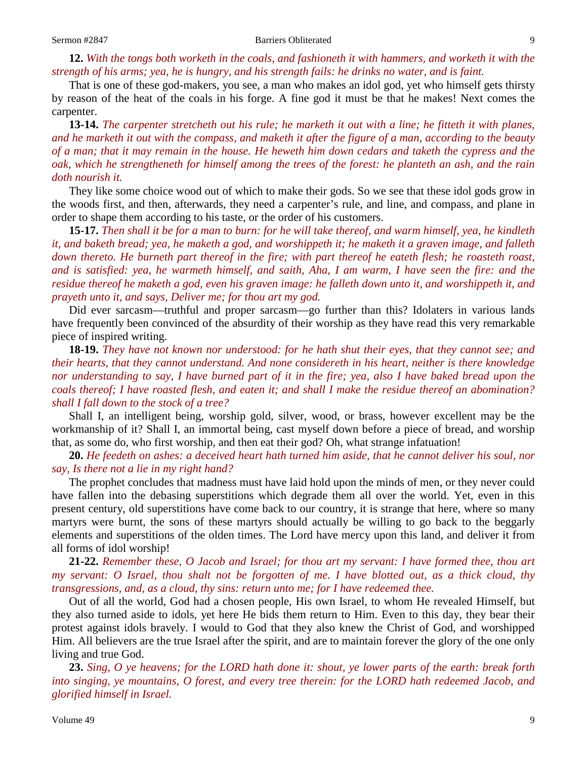**12.** *With the tongs both worketh in the coals, and fashioneth it with hammers, and worketh it with the strength of his arms; yea, he is hungry, and his strength fails: he drinks no water, and is faint.*

That is one of these god-makers, you see, a man who makes an idol god, yet who himself gets thirsty by reason of the heat of the coals in his forge. A fine god it must be that he makes! Next comes the carpenter.

**13-14.** *The carpenter stretcheth out his rule; he marketh it out with a line; he fitteth it with planes, and he marketh it out with the compass, and maketh it after the figure of a man, according to the beauty of a man; that it may remain in the house. He heweth him down cedars and taketh the cypress and the oak, which he strengtheneth for himself among the trees of the forest: he planteth an ash, and the rain doth nourish it.*

They like some choice wood out of which to make their gods. So we see that these idol gods grow in the woods first, and then, afterwards, they need a carpenter's rule, and line, and compass, and plane in order to shape them according to his taste, or the order of his customers.

**15-17.** *Then shall it be for a man to burn: for he will take thereof, and warm himself, yea, he kindleth it, and baketh bread; yea, he maketh a god, and worshippeth it; he maketh it a graven image, and falleth down thereto. He burneth part thereof in the fire; with part thereof he eateth flesh; he roasteth roast, and is satisfied: yea, he warmeth himself, and saith, Aha, I am warm, I have seen the fire: and the residue thereof he maketh a god, even his graven image: he falleth down unto it, and worshippeth it, and prayeth unto it, and says, Deliver me; for thou art my god.*

Did ever sarcasm—truthful and proper sarcasm—go further than this? Idolaters in various lands have frequently been convinced of the absurdity of their worship as they have read this very remarkable piece of inspired writing.

**18-19.** *They have not known nor understood: for he hath shut their eyes, that they cannot see; and their hearts, that they cannot understand. And none considereth in his heart, neither is there knowledge nor understanding to say, I have burned part of it in the fire; yea, also I have baked bread upon the coals thereof; I have roasted flesh, and eaten it; and shall I make the residue thereof an abomination? shall I fall down to the stock of a tree?*

Shall I, an intelligent being, worship gold, silver, wood, or brass, however excellent may be the workmanship of it? Shall I, an immortal being, cast myself down before a piece of bread, and worship that, as some do, who first worship, and then eat their god? Oh, what strange infatuation!

**20.** *He feedeth on ashes: a deceived heart hath turned him aside, that he cannot deliver his soul, nor say, Is there not a lie in my right hand?*

The prophet concludes that madness must have laid hold upon the minds of men, or they never could have fallen into the debasing superstitions which degrade them all over the world. Yet, even in this present century, old superstitions have come back to our country, it is strange that here, where so many martyrs were burnt, the sons of these martyrs should actually be willing to go back to the beggarly elements and superstitions of the olden times. The Lord have mercy upon this land, and deliver it from all forms of idol worship!

**21-22.** *Remember these, O Jacob and Israel; for thou art my servant: I have formed thee, thou art my servant: O Israel, thou shalt not be forgotten of me. I have blotted out, as a thick cloud, thy transgressions, and, as a cloud, thy sins: return unto me; for I have redeemed thee.*

Out of all the world, God had a chosen people, His own Israel, to whom He revealed Himself, but they also turned aside to idols, yet here He bids them return to Him. Even to this day, they bear their protest against idols bravely. I would to God that they also knew the Christ of God, and worshipped Him. All believers are the true Israel after the spirit, and are to maintain forever the glory of the one only living and true God.

**23.** *Sing, O ye heavens; for the LORD hath done it: shout, ye lower parts of the earth: break forth into singing, ye mountains, O forest, and every tree therein: for the LORD hath redeemed Jacob, and glorified himself in Israel.*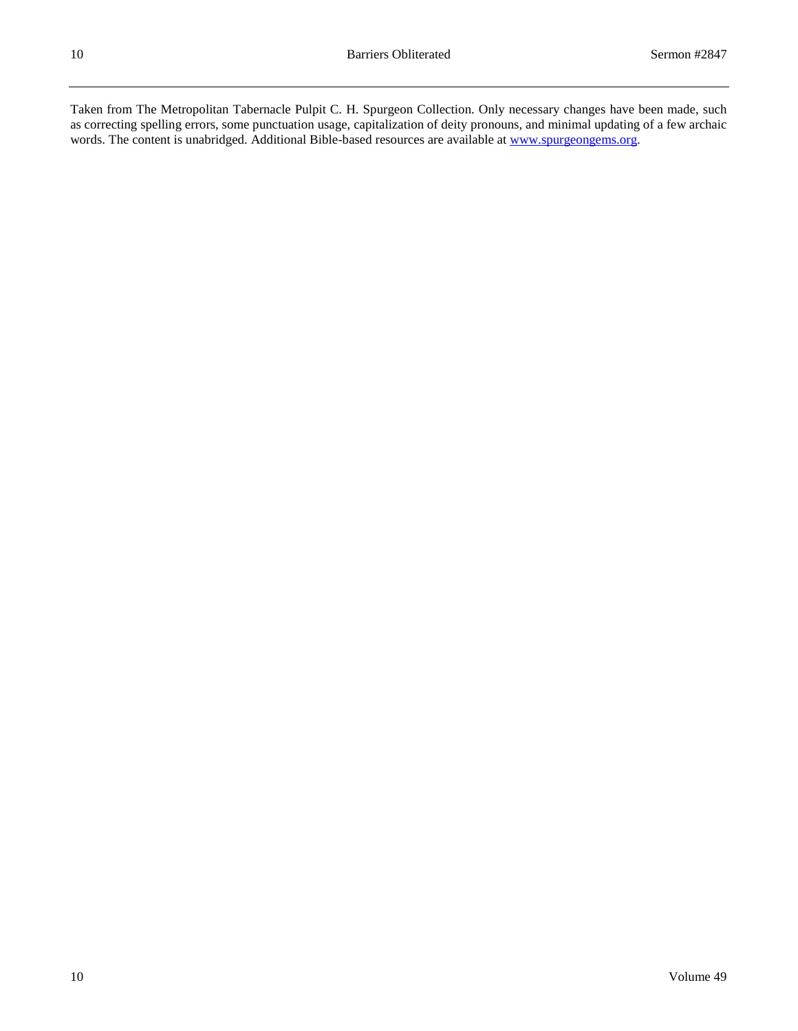Taken from The Metropolitan Tabernacle Pulpit C. H. Spurgeon Collection. Only necessary changes have been made, such as correcting spelling errors, some punctuation usage, capitalization of deity pronouns, and minimal updating of a few archaic words. The content is unabridged. Additional Bible-based resources are available at [www.spurgeongems.org](http://www.spurgeongems.org).